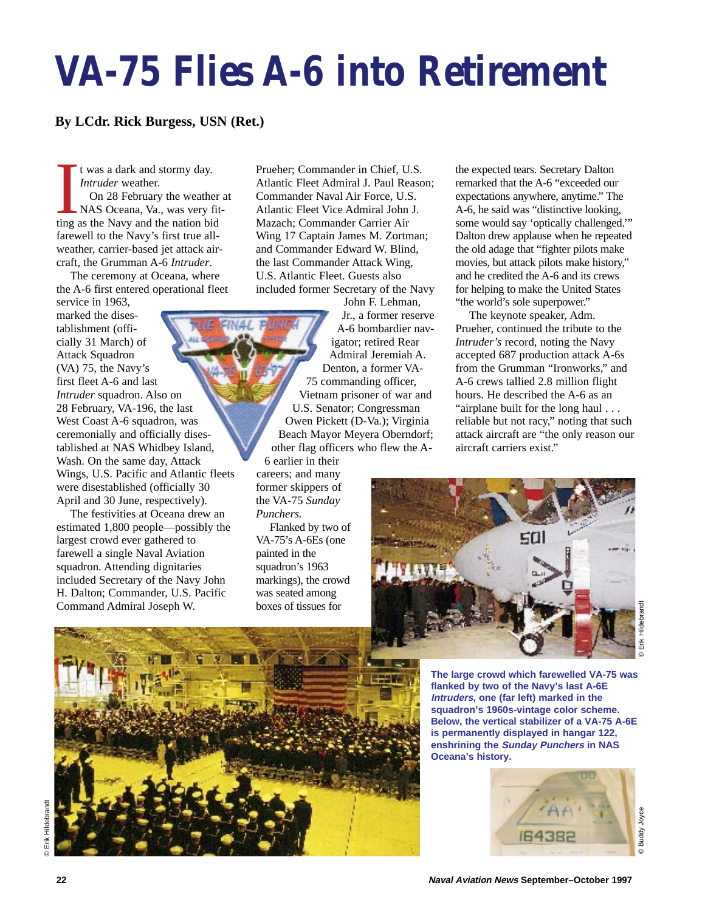# VA-75 Flies A-6 into Retirement

**By LCdr. Rick Burgess, USN (Ret.)**

It was a dark and stormy day. *Intruder* weather.

On 28 February the weather at NAS Oceana, Va., was very fitting as the Navy and the nation bid farewell to the Navy's first true all-weather, carrier-based jet attack aircraft, the Grumman A-6 *Intruder*.

The ceremony at Oceana, where the A-6 first entered operational fleet service in 1963, marked the disestablishment (officially 31 March) of Attack Squadron (VA) 75, the Navy's first fleet A-6 and last *Intruder* squadron. Also on 28 February, VA-196, the last West Coast A-6 squadron, was ceremonially and officially disestablished at NAS Whidbey Island, Wash. On the same day, Attack Wings, U.S. Pacific and Atlantic fleets were disestablished (officially 30 April and 30 June, respectively).

The festivities at Oceana drew an estimated 1,800 people—possibly the largest crowd ever gathered to farewell a single Naval Aviation squadron. Attending dignitaries included Secretary of the Navy John H. Dalton; Commander, U.S. Pacific Command Admiral Joseph W. Prueher; Commander in Chief, U.S. Atlantic Fleet Admiral J. Paul Reason; Commander Naval Air Force, U.S. Atlantic Fleet Vice Admiral John J. Mazach; Commander Carrier Air Wing 17 Captain James M. Zortman; and Commander Edward W. Blind, the last Commander Attack Wing, U.S. Atlantic Fleet. Guests also included former Secretary of the Navy John F. Lehman, Jr., a former reserve A-6 bombardier navigator; retired Rear Admiral Jeremiah A. Denton, a former VA-75 commanding officer, Vietnam prisoner of war and U.S. Senator; Congressman Owen Pickett (D-Va.); Virginia Beach Mayor Meyera Oberndorf; other flag officers who flew the A-6 earlier in their careers; and many former skippers of the VA-75 *Sunday Punchers.*

Flanked by two of VA-75's A-6Es (one painted in the squadron's 1963 markings), the crowd was seated among boxes of tissues for the expected tears. Secretary Dalton remarked that the A-6 "exceeded our expectations anywhere, anytime." The A-6, he said was "distinctive looking, some would say 'optically challenged.'" Dalton drew applause when he repeated the old adage that "fighter pilots make movies, but attack pilots make history," and he credited the A-6 and its crews for helping to make the United States "the world's sole superpower."

The keynote speaker, Adm. Prueher, continued the tribute to the *Intruder's* record, noting the Navy accepted 687 production attack A-6s from the Grumman "Ironworks," and A-6 crews tallied 2.8 million flight hours. He described the A-6 as an "airplane built for the long haul . . . reliable but not racy," noting that such attack aircraft are "the only reason our aircraft carriers exist."

**The large crowd which farewelled VA-75 was flanked by two of the Navy's last A-6E *Intruders*, one (far left) marked in the squadron's 1960s-vintage color scheme. Below, the vertical stabilizer of a VA-75 A-6E is permanently displayed in hangar 122, enshrining the *Sunday Punchers* in NAS Oceana's history.**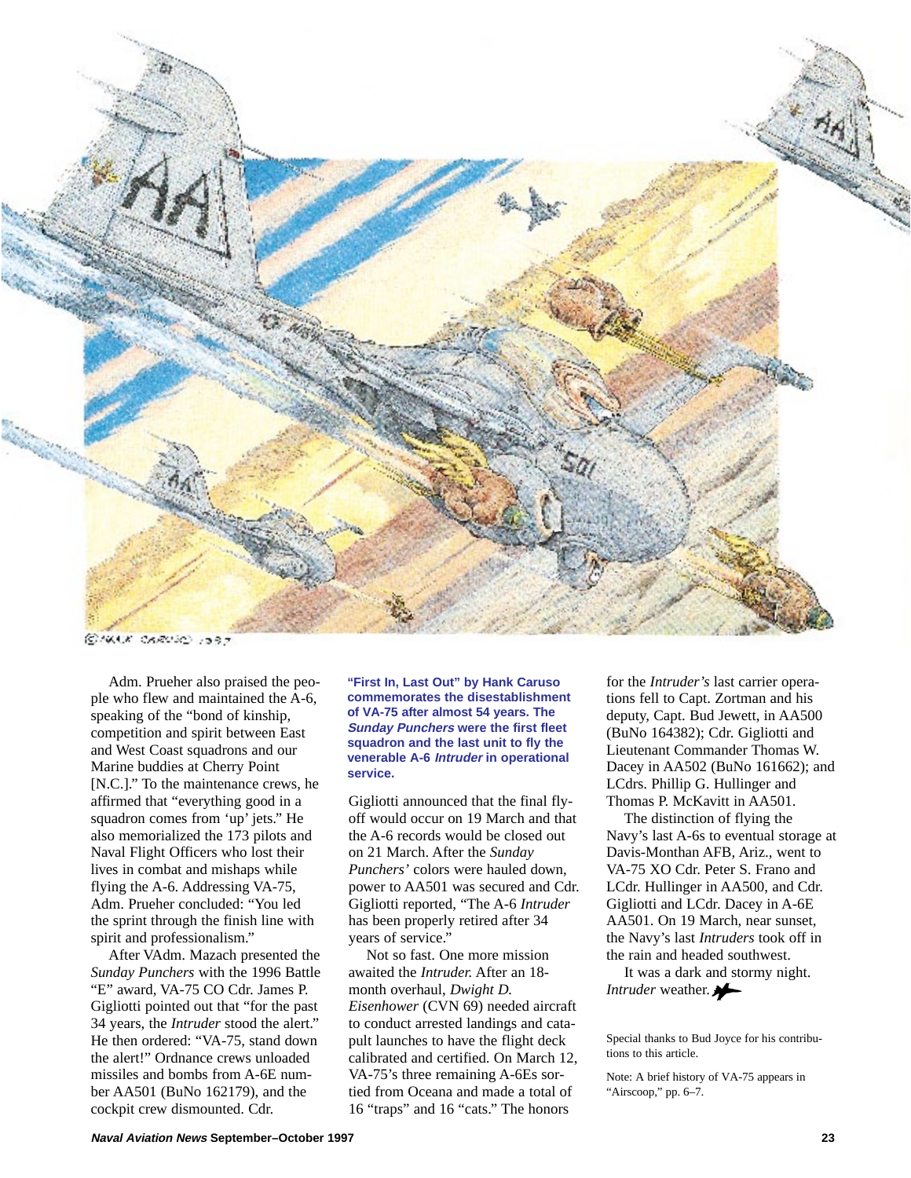Adm. Prueher also praised the people who flew and maintained the A-6, speaking of the "bond of kinship, competition and spirit between East and West Coast squadrons and our Marine buddies at Cherry Point [N.C.]." To the maintenance crews, he affirmed that "everything good in a squadron comes from 'up' jets." He also memorialized the 173 pilots and Naval Flight Officers who lost their lives in combat and mishaps while flying the A-6. Addressing VA-75, Adm. Prueher concluded: "You led the sprint through the finish line with spirit and professionalism."

After VAdm. Mazach presented the *Sunday Punchers* with the 1996 Battle "E" award, VA-75 CO Cdr. James P. Gigliotti pointed out that "for the past 34 years, the *Intruder* stood the alert." He then ordered: "VA-75, stand down the alert!" Ordnance crews unloaded missiles and bombs from A-6E number AA501 (BuNo 162179), and the cockpit crew dismounted. Cdr. Gigliotti announced that the final fly-off would occur on 19 March and that the A-6 records would be closed out on 21 March. After the *Sunday Punchers'* colors were hauled down, power to AA501 was secured and Cdr. Gigliotti reported, "The A-6 *Intruder* has been properly retired after 34 years of service."

**"First In, Last Out" by Hank Caruso commemorates the disestablishment of VA-75 after almost 54 years. The *Sunday Punchers* were the first fleet squadron and the last unit to fly the venerable A-6 *Intruder* in operational service.**

Not so fast. One more mission awaited the *Intruder.* After an 18-month overhaul, *Dwight D. Eisenhower* (CVN 69) needed aircraft to conduct arrested landings and catapult launches to have the flight deck calibrated and certified. On March 12, VA-75's three remaining A-6Es sortied from Oceana and made a total of 16 "traps" and 16 "cats." The honors for the *Intruder's* last carrier operations fell to Capt. Zortman and his deputy, Capt. Bud Jewett, in AA500 (BuNo 164382); Cdr. Gigliotti and Lieutenant Commander Thomas W. Dacey in AA502 (BuNo 161662); and LCdrs. Phillip G. Hullinger and Thomas P. McKavitt in AA501.

The distinction of flying the Navy's last A-6s to eventual storage at Davis-Monthan AFB, Ariz., went to VA-75 XO Cdr. Peter S. Frano and LCdr. Hullinger in AA500, and Cdr. Gigliotti and LCdr. Dacey in A-6E AA501. On 19 March, near sunset, the Navy's last *Intruders* took off in the rain and headed southwest.

It was a dark and stormy night. *Intruder* weather.

Special thanks to Bud Joyce for his contributions to this article.

Note: A brief history of VA-75 appears in "Airscoop," pp. 6–7.